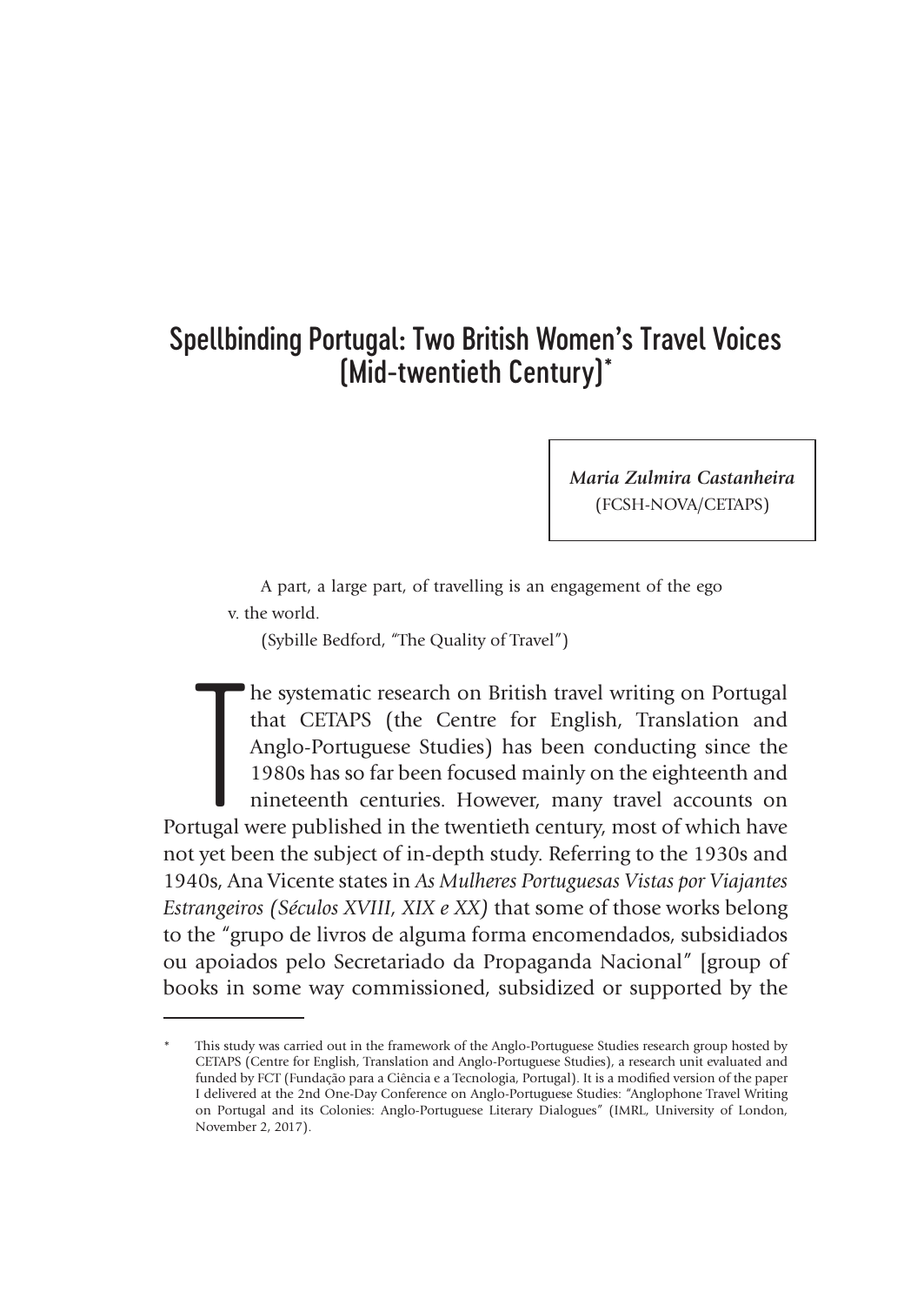# Spellbinding Portugal: Two British Women's Travel Voices (Mid-twentieth Century)*

***Maria Zulmira Castanheira***
(FCSH-NOVA/CETAPS)

> A part, a large part, of travelling is an engagement of the ego v. the world.
>
> (Sybille Bedford, "The Quality of Travel")

The systematic research on British travel writing on Portugal that CETAPS (the Centre for English, Translation and Anglo-Portuguese Studies) has been conducting since the 1980s has so far been focused mainly on the eighteenth and nineteenth centuries. However, many travel accounts on Portugal were published in the twentieth century, most of which have not yet been the subject of in-depth study. Referring to the 1930s and 1940s, Ana Vicente states in *As Mulheres Portuguesas Vistas por Viajantes Estrangeiros (Séculos XVIII, XIX e XX)* that some of those works belong to the "grupo de livros de alguma forma encomendados, subsidiados ou apoiados pelo Secretariado da Propaganda Nacional" [group of books in some way commissioned, subsidized or supported by the

---

\* This study was carried out in the framework of the Anglo-Portuguese Studies research group hosted by CETAPS (Centre for English, Translation and Anglo-Portuguese Studies), a research unit evaluated and funded by FCT (Fundação para a Ciência e a Tecnologia, Portugal). It is a modified version of the paper I delivered at the 2nd One-Day Conference on Anglo-Portuguese Studies: "Anglophone Travel Writing on Portugal and its Colonies: Anglo-Portuguese Literary Dialogues" (IMRL, University of London, November 2, 2017).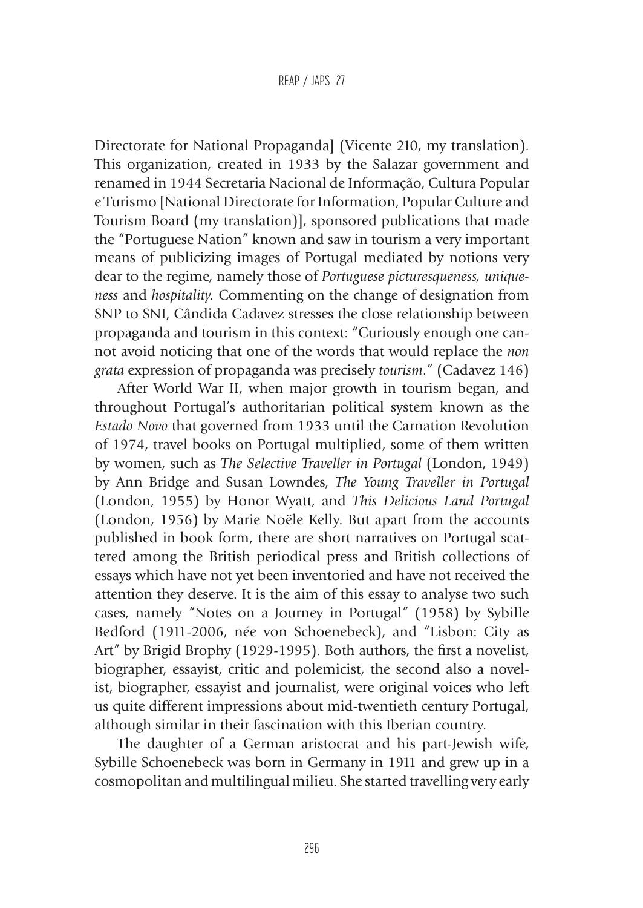Directorate for National Propaganda] (Vicente 210, my translation). This organization, created in 1933 by the Salazar government and renamed in 1944 Secretaria Nacional de Informação, Cultura Popular e Turismo [National Directorate for Information, Popular Culture and Tourism Board (my translation)], sponsored publications that made the "Portuguese Nation" known and saw in tourism a very important means of publicizing images of Portugal mediated by notions very dear to the regime, namely those of *Portuguese picturesqueness, uniqueness* and *hospitality.* Commenting on the change of designation from SNP to SNI, Cândida Cadavez stresses the close relationship between propaganda and tourism in this context: "Curiously enough one cannot avoid noticing that one of the words that would replace the *non grata* expression of propaganda was precisely *tourism*." (Cadavez 146)

After World War II, when major growth in tourism began, and throughout Portugal's authoritarian political system known as the *Estado Novo* that governed from 1933 until the Carnation Revolution of 1974, travel books on Portugal multiplied, some of them written by women, such as *The Selective Traveller in Portugal* (London, 1949) by Ann Bridge and Susan Lowndes, *The Young Traveller in Portugal* (London, 1955) by Honor Wyatt, and *This Delicious Land Portugal* (London, 1956) by Marie Noële Kelly. But apart from the accounts published in book form, there are short narratives on Portugal scattered among the British periodical press and British collections of essays which have not yet been inventoried and have not received the attention they deserve. It is the aim of this essay to analyse two such cases, namely "Notes on a Journey in Portugal" (1958) by Sybille Bedford (1911-2006, née von Schoenebeck), and "Lisbon: City as Art" by Brigid Brophy (1929-1995). Both authors, the first a novelist, biographer, essayist, critic and polemicist, the second also a novelist, biographer, essayist and journalist, were original voices who left us quite different impressions about mid-twentieth century Portugal, although similar in their fascination with this Iberian country.

The daughter of a German aristocrat and his part-Jewish wife, Sybille Schoenebeck was born in Germany in 1911 and grew up in a cosmopolitan and multilingual milieu. She started travelling very early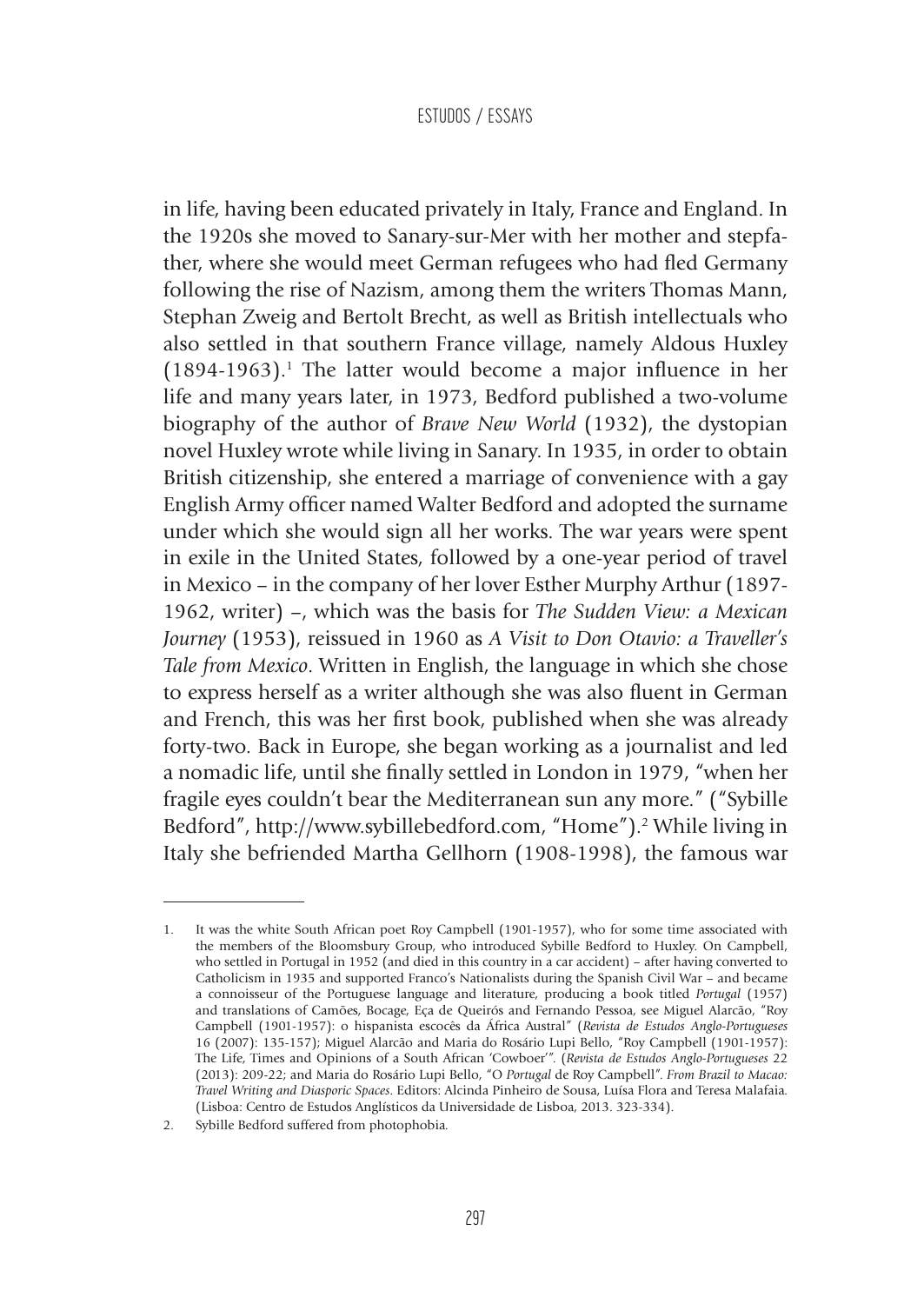in life, having been educated privately in Italy, France and England. In the 1920s she moved to Sanary-sur-Mer with her mother and stepfather, where she would meet German refugees who had fled Germany following the rise of Nazism, among them the writers Thomas Mann, Stephan Zweig and Bertolt Brecht, as well as British intellectuals who also settled in that southern France village, namely Aldous Huxley (1894-1963).[1] The latter would become a major influence in her life and many years later, in 1973, Bedford published a two-volume biography of the author of *Brave New World* (1932), the dystopian novel Huxley wrote while living in Sanary. In 1935, in order to obtain British citizenship, she entered a marriage of convenience with a gay English Army officer named Walter Bedford and adopted the surname under which she would sign all her works. The war years were spent in exile in the United States, followed by a one-year period of travel in Mexico – in the company of her lover Esther Murphy Arthur (1897-1962, writer) –, which was the basis for *The Sudden View: a Mexican Journey* (1953), reissued in 1960 as *A Visit to Don Otavio: a Traveller's Tale from Mexico*. Written in English, the language in which she chose to express herself as a writer although she was also fluent in German and French, this was her first book, published when she was already forty-two. Back in Europe, she began working as a journalist and led a nomadic life, until she finally settled in London in 1979, "when her fragile eyes couldn't bear the Mediterranean sun any more." ("Sybille Bedford", http://www.sybillebedford.com, "Home").[2] While living in Italy she befriended Martha Gellhorn (1908-1998), the famous war

---

1. It was the white South African poet Roy Campbell (1901-1957), who for some time associated with the members of the Bloomsbury Group, who introduced Sybille Bedford to Huxley. On Campbell, who settled in Portugal in 1952 (and died in this country in a car accident) – after having converted to Catholicism in 1935 and supported Franco's Nationalists during the Spanish Civil War – and became a connoisseur of the Portuguese language and literature, producing a book titled *Portugal* (1957) and translations of Camões, Bocage, Eça de Queirós and Fernando Pessoa, see Miguel Alarcão, "Roy Campbell (1901-1957): o hispanista escocês da África Austral" (*Revista de Estudos Anglo-Portugueses* 16 (2007): 135-157); Miguel Alarcão and Maria do Rosário Lupi Bello, "Roy Campbell (1901-1957): The Life, Times and Opinions of a South African 'Cowboer'". (*Revista de Estudos Anglo-Portugueses* 22 (2013): 209-22; and Maria do Rosário Lupi Bello, "O *Portugal* de Roy Campbell". *From Brazil to Macao: Travel Writing and Diasporic Spaces*. Editors: Alcinda Pinheiro de Sousa, Luísa Flora and Teresa Malafaia. (Lisboa: Centro de Estudos Anglísticos da Universidade de Lisboa, 2013. 323-334).

2. Sybille Bedford suffered from photophobia.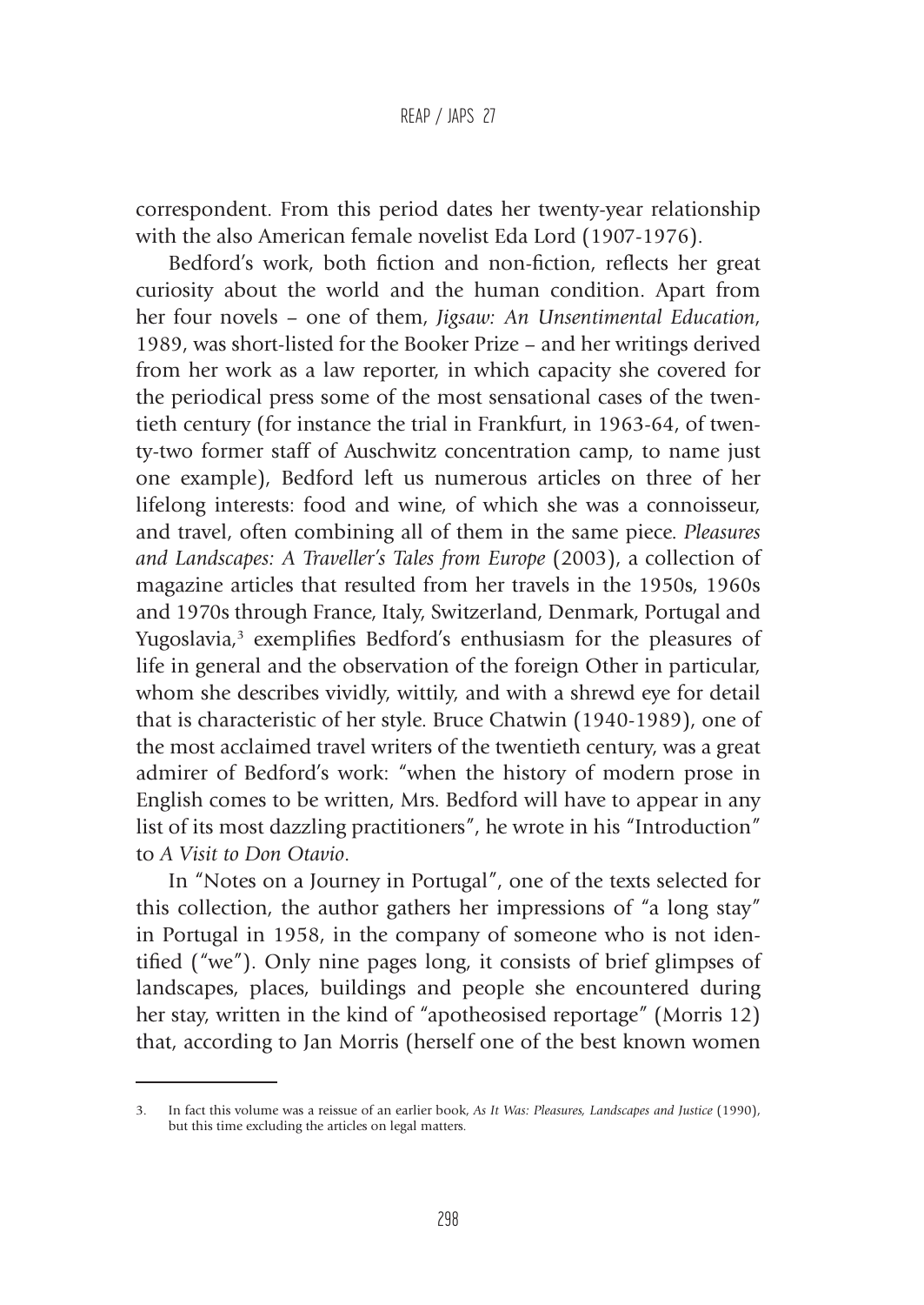correspondent. From this period dates her twenty-year relationship with the also American female novelist Eda Lord (1907-1976).

Bedford's work, both fiction and non-fiction, reflects her great curiosity about the world and the human condition. Apart from her four novels – one of them, *Jigsaw: An Unsentimental Education*, 1989, was short-listed for the Booker Prize – and her writings derived from her work as a law reporter, in which capacity she covered for the periodical press some of the most sensational cases of the twentieth century (for instance the trial in Frankfurt, in 1963-64, of twenty-two former staff of Auschwitz concentration camp, to name just one example), Bedford left us numerous articles on three of her lifelong interests: food and wine, of which she was a connoisseur, and travel, often combining all of them in the same piece. *Pleasures and Landscapes: A Traveller's Tales from Europe* (2003), a collection of magazine articles that resulted from her travels in the 1950s, 1960s and 1970s through France, Italy, Switzerland, Denmark, Portugal and Yugoslavia,[3] exemplifies Bedford's enthusiasm for the pleasures of life in general and the observation of the foreign Other in particular, whom she describes vividly, wittily, and with a shrewd eye for detail that is characteristic of her style. Bruce Chatwin (1940-1989), one of the most acclaimed travel writers of the twentieth century, was a great admirer of Bedford's work: "when the history of modern prose in English comes to be written, Mrs. Bedford will have to appear in any list of its most dazzling practitioners", he wrote in his "Introduction" to *A Visit to Don Otavio*.

In "Notes on a Journey in Portugal", one of the texts selected for this collection, the author gathers her impressions of "a long stay" in Portugal in 1958, in the company of someone who is not identified ("we"). Only nine pages long, it consists of brief glimpses of landscapes, places, buildings and people she encountered during her stay, written in the kind of "apotheosised reportage" (Morris 12) that, according to Jan Morris (herself one of the best known women

---

3. In fact this volume was a reissue of an earlier book, *As It Was: Pleasures, Landscapes and Justice* (1990), but this time excluding the articles on legal matters.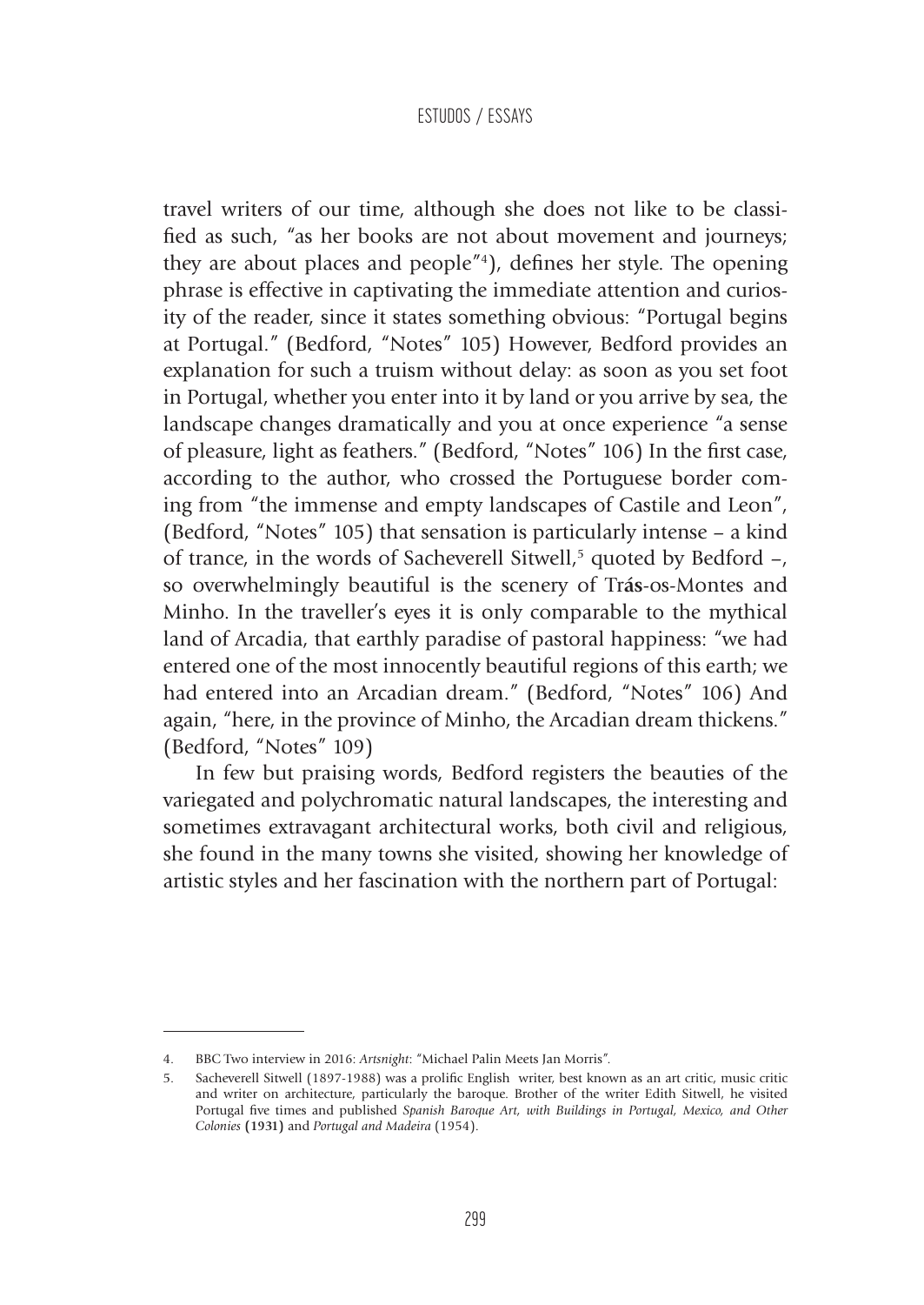travel writers of our time, although she does not like to be classified as such, "as her books are not about movement and journeys; they are about places and people"[4]), defines her style. The opening phrase is effective in captivating the immediate attention and curiosity of the reader, since it states something obvious: "Portugal begins at Portugal." (Bedford, "Notes" 105) However, Bedford provides an explanation for such a truism without delay: as soon as you set foot in Portugal, whether you enter into it by land or you arrive by sea, the landscape changes dramatically and you at once experience "a sense of pleasure, light as feathers." (Bedford, "Notes" 106) In the first case, according to the author, who crossed the Portuguese border coming from "the immense and empty landscapes of Castile and Leon", (Bedford, "Notes" 105) that sensation is particularly intense – a kind of trance, in the words of Sacheverell Sitwell,[5] quoted by Bedford –, so overwhelmingly beautiful is the scenery of Trás-os-Montes and Minho. In the traveller's eyes it is only comparable to the mythical land of Arcadia, that earthly paradise of pastoral happiness: "we had entered one of the most innocently beautiful regions of this earth; we had entered into an Arcadian dream." (Bedford, "Notes" 106) And again, "here, in the province of Minho, the Arcadian dream thickens." (Bedford, "Notes" 109)

In few but praising words, Bedford registers the beauties of the variegated and polychromatic natural landscapes, the interesting and sometimes extravagant architectural works, both civil and religious, she found in the many towns she visited, showing her knowledge of artistic styles and her fascination with the northern part of Portugal:

---

4. BBC Two interview in 2016: *Artsnight*: "Michael Palin Meets Jan Morris".

5. Sacheverell Sitwell (1897-1988) was a prolific English writer, best known as an art critic, music critic and writer on architecture, particularly the baroque. Brother of the writer Edith Sitwell, he visited Portugal five times and published *Spanish Baroque Art, with Buildings in Portugal, Mexico, and Other Colonies* **(1931)** and *Portugal and Madeira* (1954).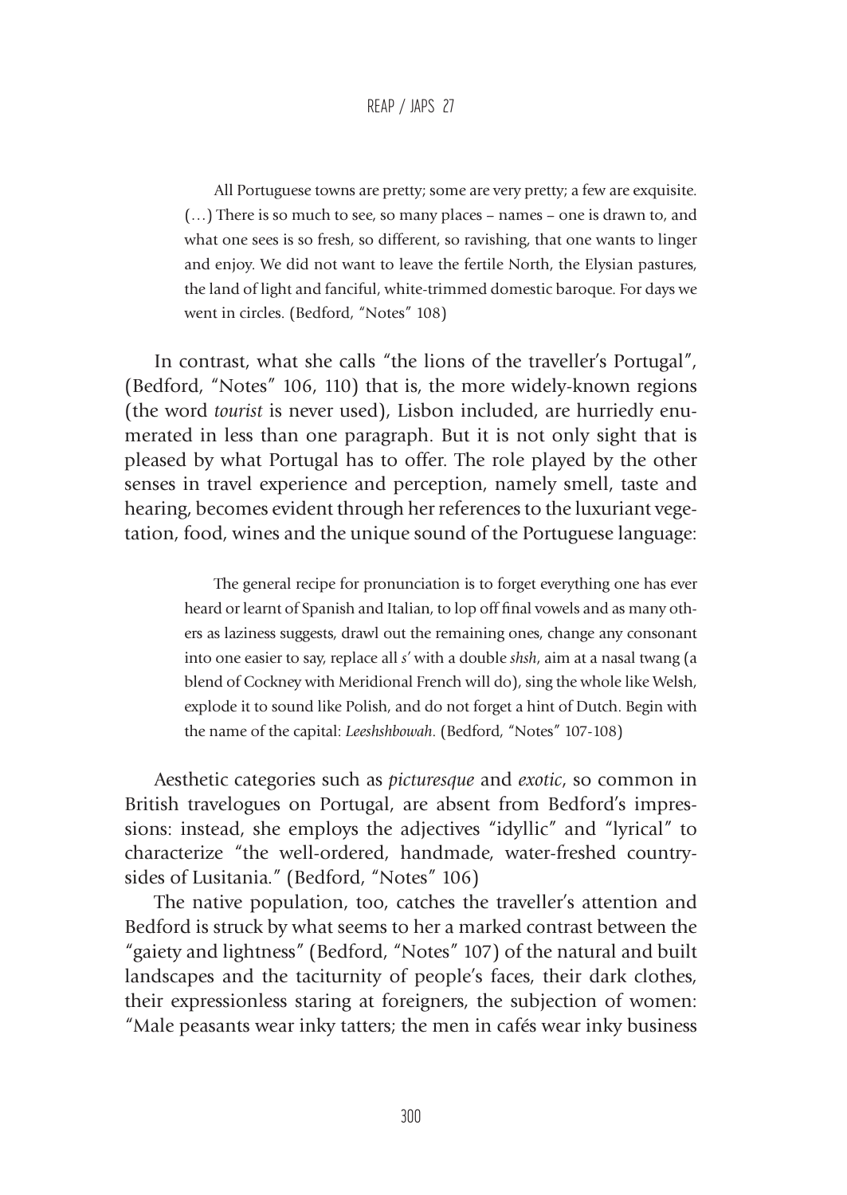> All Portuguese towns are pretty; some are very pretty; a few are exquisite. (…) There is so much to see, so many places – names – one is drawn to, and what one sees is so fresh, so different, so ravishing, that one wants to linger and enjoy. We did not want to leave the fertile North, the Elysian pastures, the land of light and fanciful, white-trimmed domestic baroque. For days we went in circles. (Bedford, "Notes" 108)

In contrast, what she calls "the lions of the traveller's Portugal", (Bedford, "Notes" 106, 110) that is, the more widely-known regions (the word *tourist* is never used), Lisbon included, are hurriedly enumerated in less than one paragraph. But it is not only sight that is pleased by what Portugal has to offer. The role played by the other senses in travel experience and perception, namely smell, taste and hearing, becomes evident through her references to the luxuriant vegetation, food, wines and the unique sound of the Portuguese language:

> The general recipe for pronunciation is to forget everything one has ever heard or learnt of Spanish and Italian, to lop off final vowels and as many others as laziness suggests, drawl out the remaining ones, change any consonant into one easier to say, replace all *s*' with a double *shsh*, aim at a nasal twang (a blend of Cockney with Meridional French will do), sing the whole like Welsh, explode it to sound like Polish, and do not forget a hint of Dutch. Begin with the name of the capital: *Leeshshbowah*. (Bedford, "Notes" 107-108)

Aesthetic categories such as *picturesque* and *exotic*, so common in British travelogues on Portugal, are absent from Bedford's impressions: instead, she employs the adjectives "idyllic" and "lyrical" to characterize "the well-ordered, handmade, water-freshed countrysides of Lusitania." (Bedford, "Notes" 106)

The native population, too, catches the traveller's attention and Bedford is struck by what seems to her a marked contrast between the "gaiety and lightness" (Bedford, "Notes" 107) of the natural and built landscapes and the taciturnity of people's faces, their dark clothes, their expressionless staring at foreigners, the subjection of women: "Male peasants wear inky tatters; the men in cafés wear inky business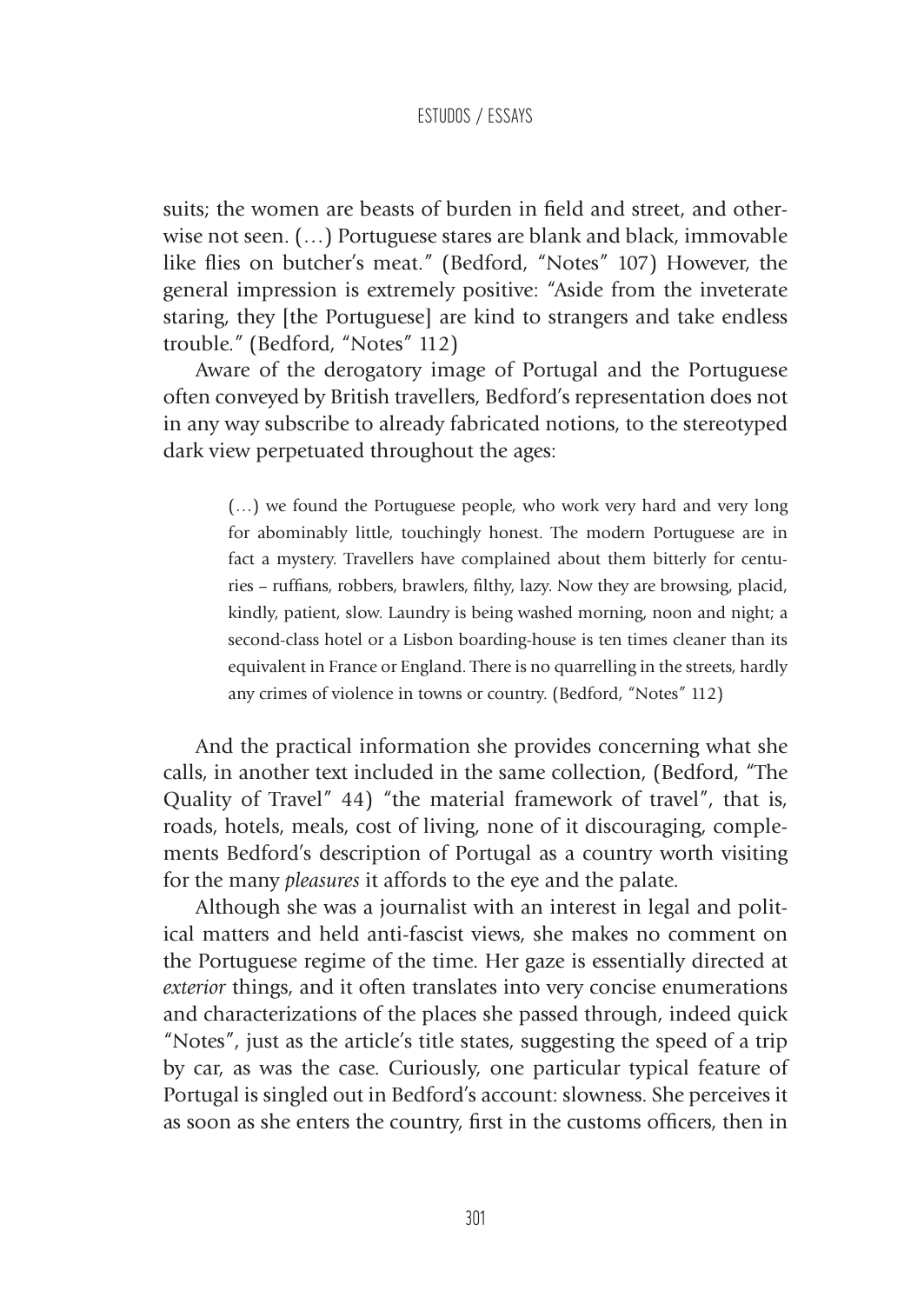suits; the women are beasts of burden in field and street, and otherwise not seen. (…) Portuguese stares are blank and black, immovable like flies on butcher's meat." (Bedford, "Notes" 107) However, the general impression is extremely positive: "Aside from the inveterate staring, they [the Portuguese] are kind to strangers and take endless trouble." (Bedford, "Notes" 112)

Aware of the derogatory image of Portugal and the Portuguese often conveyed by British travellers, Bedford's representation does not in any way subscribe to already fabricated notions, to the stereotyped dark view perpetuated throughout the ages:

> (…) we found the Portuguese people, who work very hard and very long for abominably little, touchingly honest. The modern Portuguese are in fact a mystery. Travellers have complained about them bitterly for centuries – ruffians, robbers, brawlers, filthy, lazy. Now they are browsing, placid, kindly, patient, slow. Laundry is being washed morning, noon and night; a second-class hotel or a Lisbon boarding-house is ten times cleaner than its equivalent in France or England. There is no quarrelling in the streets, hardly any crimes of violence in towns or country. (Bedford, "Notes" 112)

And the practical information she provides concerning what she calls, in another text included in the same collection, (Bedford, "The Quality of Travel" 44) "the material framework of travel", that is, roads, hotels, meals, cost of living, none of it discouraging, complements Bedford's description of Portugal as a country worth visiting for the many *pleasures* it affords to the eye and the palate.

Although she was a journalist with an interest in legal and political matters and held anti-fascist views, she makes no comment on the Portuguese regime of the time. Her gaze is essentially directed at *exterior* things, and it often translates into very concise enumerations and characterizations of the places she passed through, indeed quick "Notes", just as the article's title states, suggesting the speed of a trip by car, as was the case. Curiously, one particular typical feature of Portugal is singled out in Bedford's account: slowness. She perceives it as soon as she enters the country, first in the customs officers, then in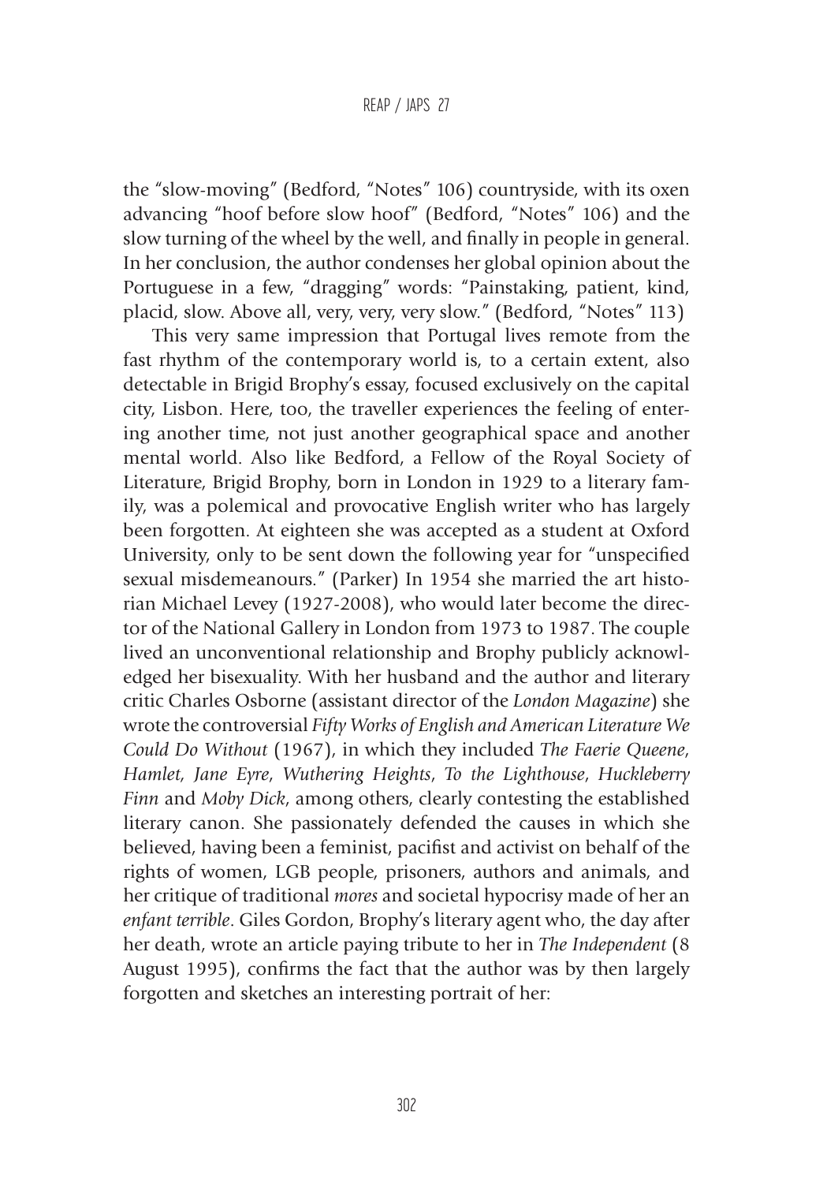the "slow-moving" (Bedford, "Notes" 106) countryside, with its oxen advancing "hoof before slow hoof" (Bedford, "Notes" 106) and the slow turning of the wheel by the well, and finally in people in general. In her conclusion, the author condenses her global opinion about the Portuguese in a few, "dragging" words: "Painstaking, patient, kind, placid, slow. Above all, very, very, very slow." (Bedford, "Notes" 113)

This very same impression that Portugal lives remote from the fast rhythm of the contemporary world is, to a certain extent, also detectable in Brigid Brophy's essay, focused exclusively on the capital city, Lisbon. Here, too, the traveller experiences the feeling of entering another time, not just another geographical space and another mental world. Also like Bedford, a Fellow of the Royal Society of Literature, Brigid Brophy, born in London in 1929 to a literary family, was a polemical and provocative English writer who has largely been forgotten. At eighteen she was accepted as a student at Oxford University, only to be sent down the following year for "unspecified sexual misdemeanours." (Parker) In 1954 she married the art historian Michael Levey (1927-2008), who would later become the director of the National Gallery in London from 1973 to 1987. The couple lived an unconventional relationship and Brophy publicly acknowledged her bisexuality. With her husband and the author and literary critic Charles Osborne (assistant director of the *London Magazine*) she wrote the controversial *Fifty Works of English and American Literature We Could Do Without* (1967), in which they included *The Faerie Queene*, *Hamlet*, *Jane Eyre*, *Wuthering Heights*, *To the Lighthouse*, *Huckleberry Finn* and *Moby Dick*, among others, clearly contesting the established literary canon. She passionately defended the causes in which she believed, having been a feminist, pacifist and activist on behalf of the rights of women, LGB people, prisoners, authors and animals, and her critique of traditional *mores* and societal hypocrisy made of her an *enfant terrible*. Giles Gordon, Brophy's literary agent who, the day after her death, wrote an article paying tribute to her in *The Independent* (8 August 1995), confirms the fact that the author was by then largely forgotten and sketches an interesting portrait of her: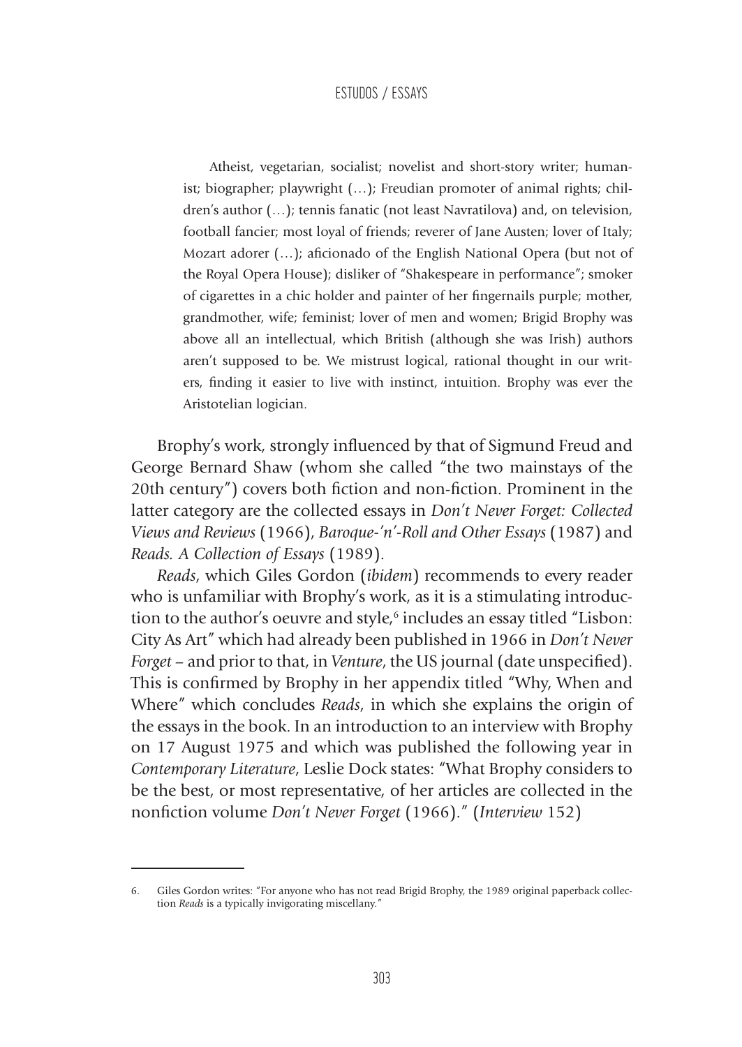> Atheist, vegetarian, socialist; novelist and short-story writer; humanist; biographer; playwright (…); Freudian promoter of animal rights; children's author (…); tennis fanatic (not least Navratilova) and, on television, football fancier; most loyal of friends; reverer of Jane Austen; lover of Italy; Mozart adorer (…); aficionado of the English National Opera (but not of the Royal Opera House); disliker of "Shakespeare in performance"; smoker of cigarettes in a chic holder and painter of her fingernails purple; mother, grandmother, wife; feminist; lover of men and women; Brigid Brophy was above all an intellectual, which British (although she was Irish) authors aren't supposed to be. We mistrust logical, rational thought in our writers, finding it easier to live with instinct, intuition. Brophy was ever the Aristotelian logician.

Brophy's work, strongly influenced by that of Sigmund Freud and George Bernard Shaw (whom she called "the two mainstays of the 20th century") covers both fiction and non-fiction. Prominent in the latter category are the collected essays in *Don't Never Forget: Collected Views and Reviews* (1966), *Baroque-'n'-Roll and Other Essays* (1987) and *Reads. A Collection of Essays* (1989).

*Reads*, which Giles Gordon (*ibidem*) recommends to every reader who is unfamiliar with Brophy's work, as it is a stimulating introduction to the author's oeuvre and style,[6] includes an essay titled "Lisbon: City As Art" which had already been published in 1966 in *Don't Never Forget* – and prior to that, in *Venture*, the US journal (date unspecified). This is confirmed by Brophy in her appendix titled "Why, When and Where" which concludes *Reads*, in which she explains the origin of the essays in the book. In an introduction to an interview with Brophy on 17 August 1975 and which was published the following year in *Contemporary Literature*, Leslie Dock states: "What Brophy considers to be the best, or most representative, of her articles are collected in the nonfiction volume *Don't Never Forget* (1966)." (*Interview* 152)

---

6. Giles Gordon writes: "For anyone who has not read Brigid Brophy, the 1989 original paperback collection *Reads* is a typically invigorating miscellany."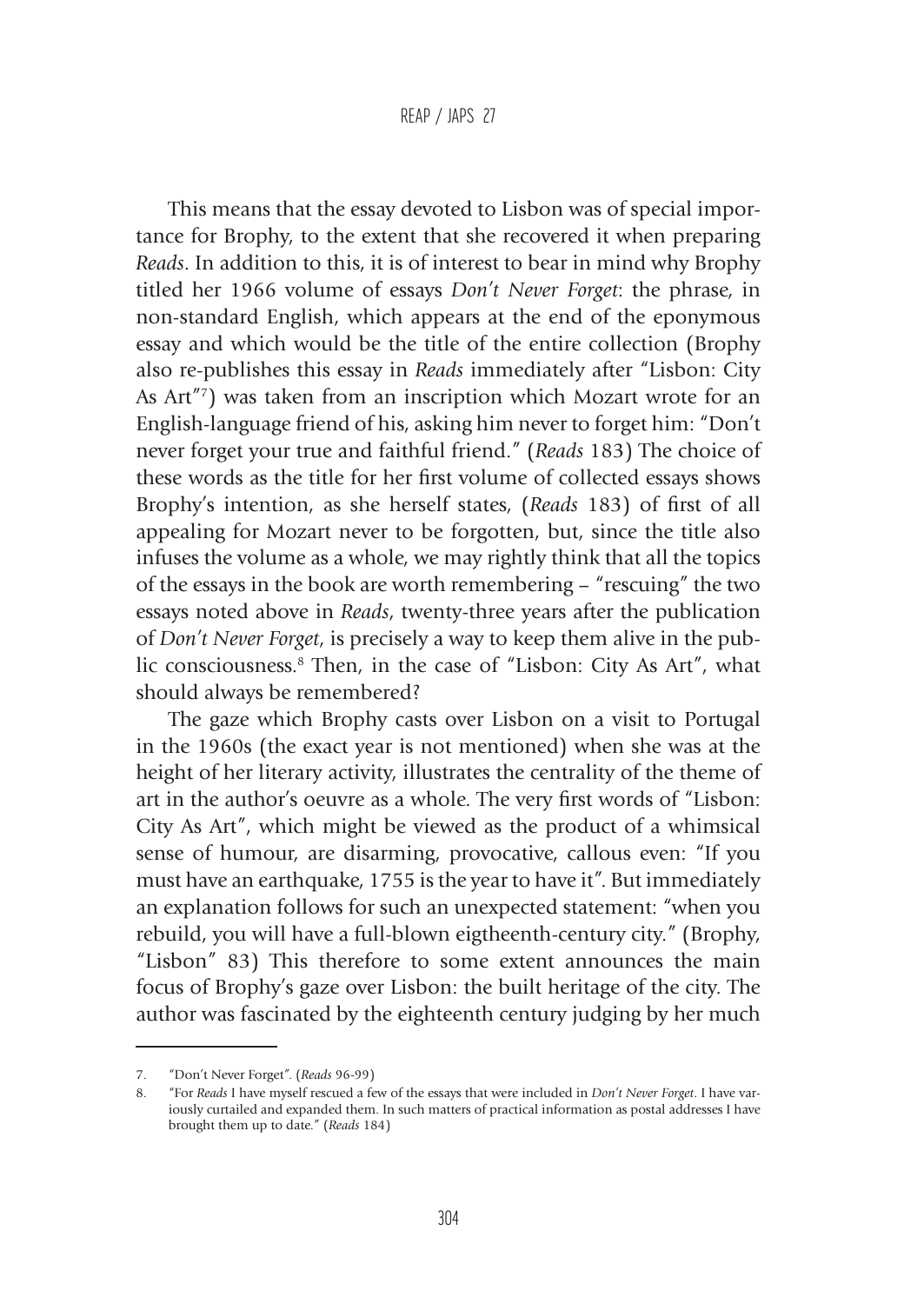This means that the essay devoted to Lisbon was of special importance for Brophy, to the extent that she recovered it when preparing *Reads*. In addition to this, it is of interest to bear in mind why Brophy titled her 1966 volume of essays *Don't Never Forget*: the phrase, in non-standard English, which appears at the end of the eponymous essay and which would be the title of the entire collection (Brophy also re-publishes this essay in *Reads* immediately after "Lisbon: City As Art"[7]) was taken from an inscription which Mozart wrote for an English-language friend of his, asking him never to forget him: "Don't never forget your true and faithful friend." (*Reads* 183) The choice of these words as the title for her first volume of collected essays shows Brophy's intention, as she herself states, (*Reads* 183) of first of all appealing for Mozart never to be forgotten, but, since the title also infuses the volume as a whole, we may rightly think that all the topics of the essays in the book are worth remembering – "rescuing" the two essays noted above in *Reads*, twenty-three years after the publication of *Don't Never Forget*, is precisely a way to keep them alive in the public consciousness.[8] Then, in the case of "Lisbon: City As Art", what should always be remembered?

The gaze which Brophy casts over Lisbon on a visit to Portugal in the 1960s (the exact year is not mentioned) when she was at the height of her literary activity, illustrates the centrality of the theme of art in the author's oeuvre as a whole. The very first words of "Lisbon: City As Art", which might be viewed as the product of a whimsical sense of humour, are disarming, provocative, callous even: "If you must have an earthquake, 1755 is the year to have it". But immediately an explanation follows for such an unexpected statement: "when you rebuild, you will have a full-blown eigtheenth-century city." (Brophy, "Lisbon" 83) This therefore to some extent announces the main focus of Brophy's gaze over Lisbon: the built heritage of the city. The author was fascinated by the eighteenth century judging by her much

7. "Don't Never Forget". (*Reads* 96-99)

8. "For *Reads* I have myself rescued a few of the essays that were included in *Don't Never Forget*. I have variously curtailed and expanded them. In such matters of practical information as postal addresses I have brought them up to date." (*Reads* 184)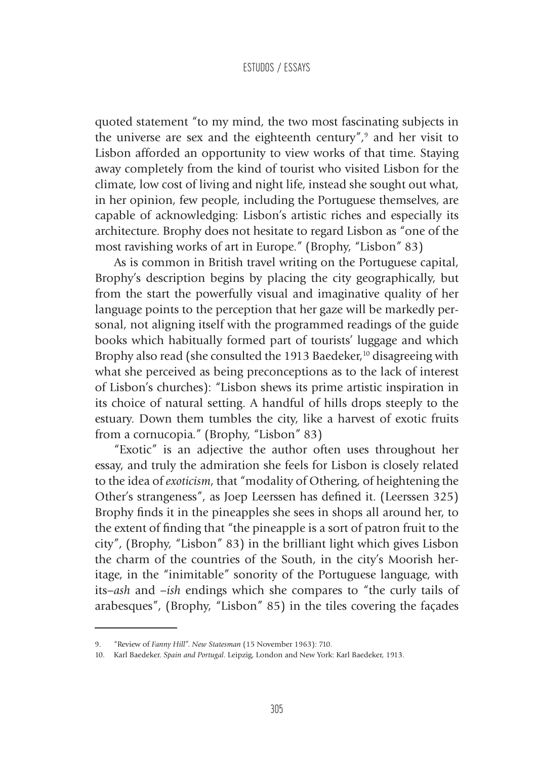quoted statement "to my mind, the two most fascinating subjects in the universe are sex and the eighteenth century",[9] and her visit to Lisbon afforded an opportunity to view works of that time. Staying away completely from the kind of tourist who visited Lisbon for the climate, low cost of living and night life, instead she sought out what, in her opinion, few people, including the Portuguese themselves, are capable of acknowledging: Lisbon's artistic riches and especially its architecture. Brophy does not hesitate to regard Lisbon as "one of the most ravishing works of art in Europe." (Brophy, "Lisbon" 83)

As is common in British travel writing on the Portuguese capital, Brophy's description begins by placing the city geographically, but from the start the powerfully visual and imaginative quality of her language points to the perception that her gaze will be markedly personal, not aligning itself with the programmed readings of the guide books which habitually formed part of tourists' luggage and which Brophy also read (she consulted the 1913 Baedeker,[10] disagreeing with what she perceived as being preconceptions as to the lack of interest of Lisbon's churches): "Lisbon shews its prime artistic inspiration in its choice of natural setting. A handful of hills drops steeply to the estuary. Down them tumbles the city, like a harvest of exotic fruits from a cornucopia." (Brophy, "Lisbon" 83)

"Exotic" is an adjective the author often uses throughout her essay, and truly the admiration she feels for Lisbon is closely related to the idea of *exoticism*, that "modality of Othering, of heightening the Other's strangeness", as Joep Leerssen has defined it. (Leerssen 325) Brophy finds it in the pineapples she sees in shops all around her, to the extent of finding that "the pineapple is a sort of patron fruit to the city", (Brophy, "Lisbon" 83) in the brilliant light which gives Lisbon the charm of the countries of the South, in the city's Moorish heritage, in the "inimitable" sonority of the Portuguese language, with its–*ash* and –*ish* endings which she compares to "the curly tails of arabesques", (Brophy, "Lisbon" 85) in the tiles covering the façades

9. "Review of *Fanny Hill*". *New Statesman* (15 November 1963): 710.

10. Karl Baedeker. *Spain and Portugal*. Leipzig, London and New York: Karl Baedeker, 1913.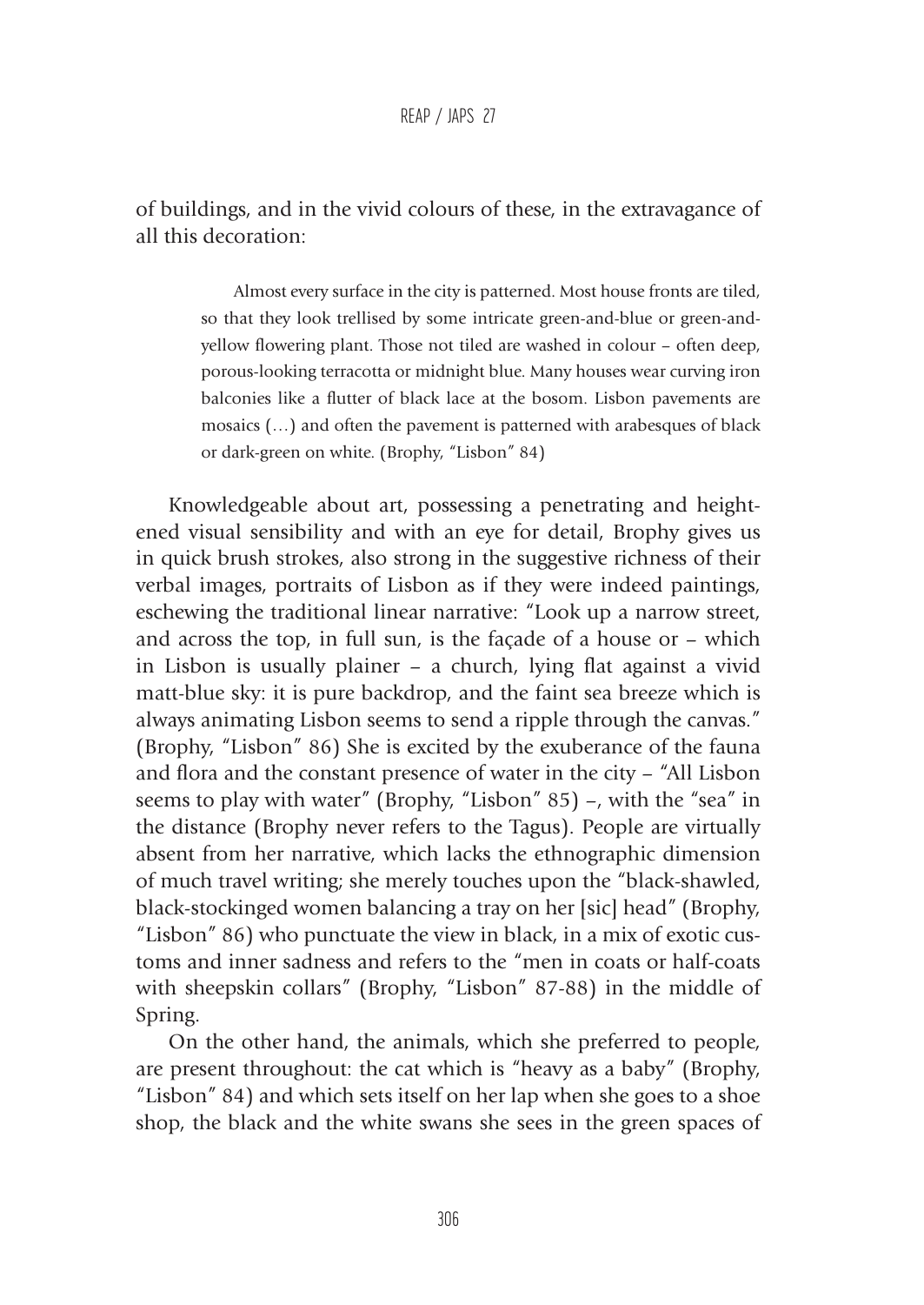of buildings, and in the vivid colours of these, in the extravagance of all this decoration:

> Almost every surface in the city is patterned. Most house fronts are tiled, so that they look trellised by some intricate green-and-blue or green-and-yellow flowering plant. Those not tiled are washed in colour – often deep, porous-looking terracotta or midnight blue. Many houses wear curving iron balconies like a flutter of black lace at the bosom. Lisbon pavements are mosaics (…) and often the pavement is patterned with arabesques of black or dark-green on white. (Brophy, "Lisbon" 84)

Knowledgeable about art, possessing a penetrating and heightened visual sensibility and with an eye for detail, Brophy gives us in quick brush strokes, also strong in the suggestive richness of their verbal images, portraits of Lisbon as if they were indeed paintings, eschewing the traditional linear narrative: "Look up a narrow street, and across the top, in full sun, is the façade of a house or – which in Lisbon is usually plainer – a church, lying flat against a vivid matt-blue sky: it is pure backdrop, and the faint sea breeze which is always animating Lisbon seems to send a ripple through the canvas." (Brophy, "Lisbon" 86) She is excited by the exuberance of the fauna and flora and the constant presence of water in the city – "All Lisbon seems to play with water" (Brophy, "Lisbon" 85) –, with the "sea" in the distance (Brophy never refers to the Tagus). People are virtually absent from her narrative, which lacks the ethnographic dimension of much travel writing; she merely touches upon the "black-shawled, black-stockinged women balancing a tray on her [sic] head" (Brophy, "Lisbon" 86) who punctuate the view in black, in a mix of exotic customs and inner sadness and refers to the "men in coats or half-coats with sheepskin collars" (Brophy, "Lisbon" 87-88) in the middle of Spring.

On the other hand, the animals, which she preferred to people, are present throughout: the cat which is "heavy as a baby" (Brophy, "Lisbon" 84) and which sets itself on her lap when she goes to a shoe shop, the black and the white swans she sees in the green spaces of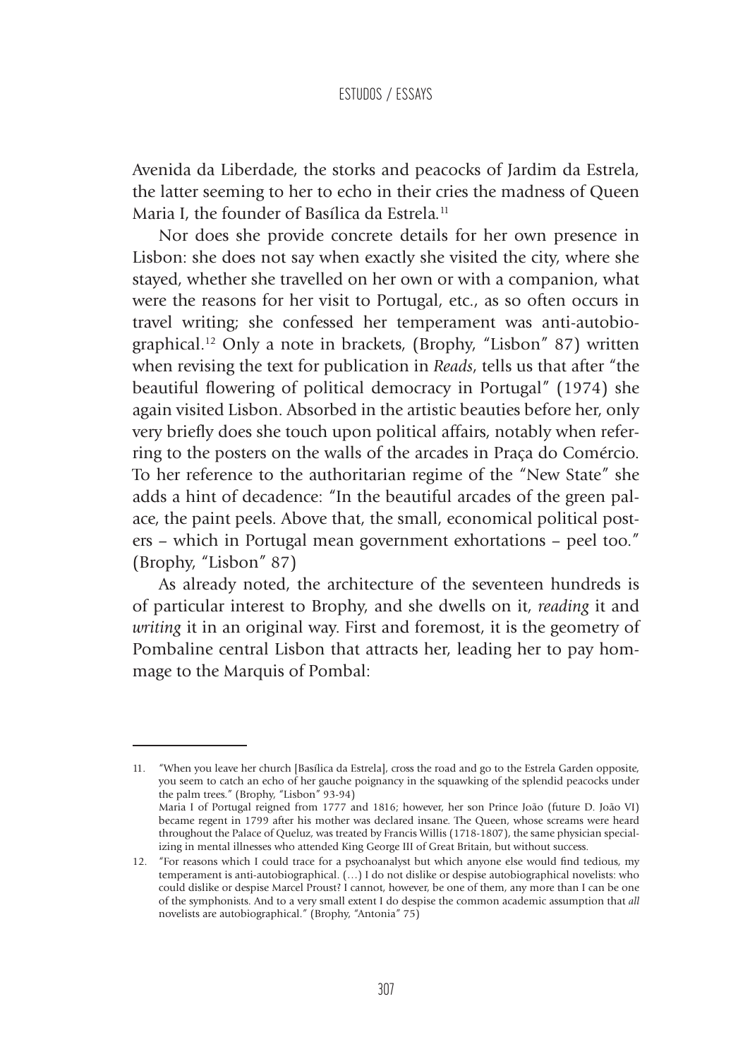Avenida da Liberdade, the storks and peacocks of Jardim da Estrela, the latter seeming to her to echo in their cries the madness of Queen Maria I, the founder of Basílica da Estrela.[11]

Nor does she provide concrete details for her own presence in Lisbon: she does not say when exactly she visited the city, where she stayed, whether she travelled on her own or with a companion, what were the reasons for her visit to Portugal, etc., as so often occurs in travel writing; she confessed her temperament was anti-autobiographical.[12] Only a note in brackets, (Brophy, "Lisbon" 87) written when revising the text for publication in *Reads*, tells us that after "the beautiful flowering of political democracy in Portugal" (1974) she again visited Lisbon. Absorbed in the artistic beauties before her, only very briefly does she touch upon political affairs, notably when referring to the posters on the walls of the arcades in Praça do Comércio. To her reference to the authoritarian regime of the "New State" she adds a hint of decadence: "In the beautiful arcades of the green palace, the paint peels. Above that, the small, economical political posters – which in Portugal mean government exhortations – peel too." (Brophy, "Lisbon" 87)

As already noted, the architecture of the seventeen hundreds is of particular interest to Brophy, and she dwells on it, *reading* it and *writing* it in an original way. First and foremost, it is the geometry of Pombaline central Lisbon that attracts her, leading her to pay hommage to the Marquis of Pombal:

---

11. "When you leave her church [Basílica da Estrela], cross the road and go to the Estrela Garden opposite, you seem to catch an echo of her gauche poignancy in the squawking of the splendid peacocks under the palm trees." (Brophy, "Lisbon" 93-94)
Maria I of Portugal reigned from 1777 and 1816; however, her son Prince João (future D. João VI) became regent in 1799 after his mother was declared insane. The Queen, whose screams were heard throughout the Palace of Queluz, was treated by Francis Willis (1718-1807), the same physician specializing in mental illnesses who attended King George III of Great Britain, but without success.

12. "For reasons which I could trace for a psychoanalyst but which anyone else would find tedious, my temperament is anti-autobiographical. (…) I do not dislike or despise autobiographical novelists: who could dislike or despise Marcel Proust? I cannot, however, be one of them, any more than I can be one of the symphonists. And to a very small extent I do despise the common academic assumption that *all* novelists are autobiographical." (Brophy, "Antonia" 75)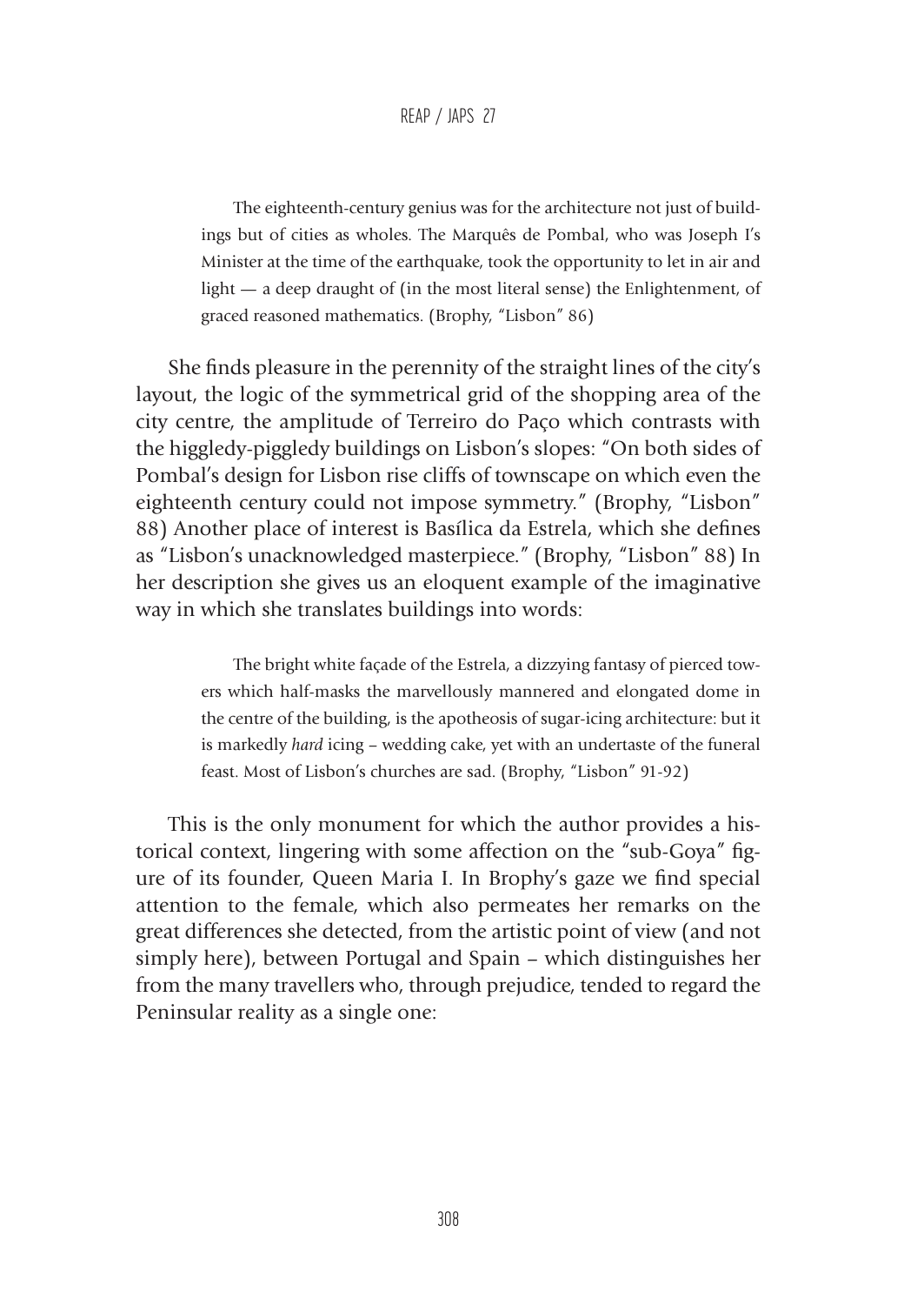> The eighteenth-century genius was for the architecture not just of buildings but of cities as wholes. The Marquês de Pombal, who was Joseph I's Minister at the time of the earthquake, took the opportunity to let in air and light — a deep draught of (in the most literal sense) the Enlightenment, of graced reasoned mathematics. (Brophy, "Lisbon" 86)

She finds pleasure in the perennity of the straight lines of the city's layout, the logic of the symmetrical grid of the shopping area of the city centre, the amplitude of Terreiro do Paço which contrasts with the higgledy-piggledy buildings on Lisbon's slopes: "On both sides of Pombal's design for Lisbon rise cliffs of townscape on which even the eighteenth century could not impose symmetry." (Brophy, "Lisbon" 88) Another place of interest is Basílica da Estrela, which she defines as "Lisbon's unacknowledged masterpiece." (Brophy, "Lisbon" 88) In her description she gives us an eloquent example of the imaginative way in which she translates buildings into words:

> The bright white façade of the Estrela, a dizzying fantasy of pierced towers which half-masks the marvellously mannered and elongated dome in the centre of the building, is the apotheosis of sugar-icing architecture: but it is markedly *hard* icing – wedding cake, yet with an undertaste of the funeral feast. Most of Lisbon's churches are sad. (Brophy, "Lisbon" 91-92)

This is the only monument for which the author provides a historical context, lingering with some affection on the "sub-Goya" figure of its founder, Queen Maria I. In Brophy's gaze we find special attention to the female, which also permeates her remarks on the great differences she detected, from the artistic point of view (and not simply here), between Portugal and Spain – which distinguishes her from the many travellers who, through prejudice, tended to regard the Peninsular reality as a single one: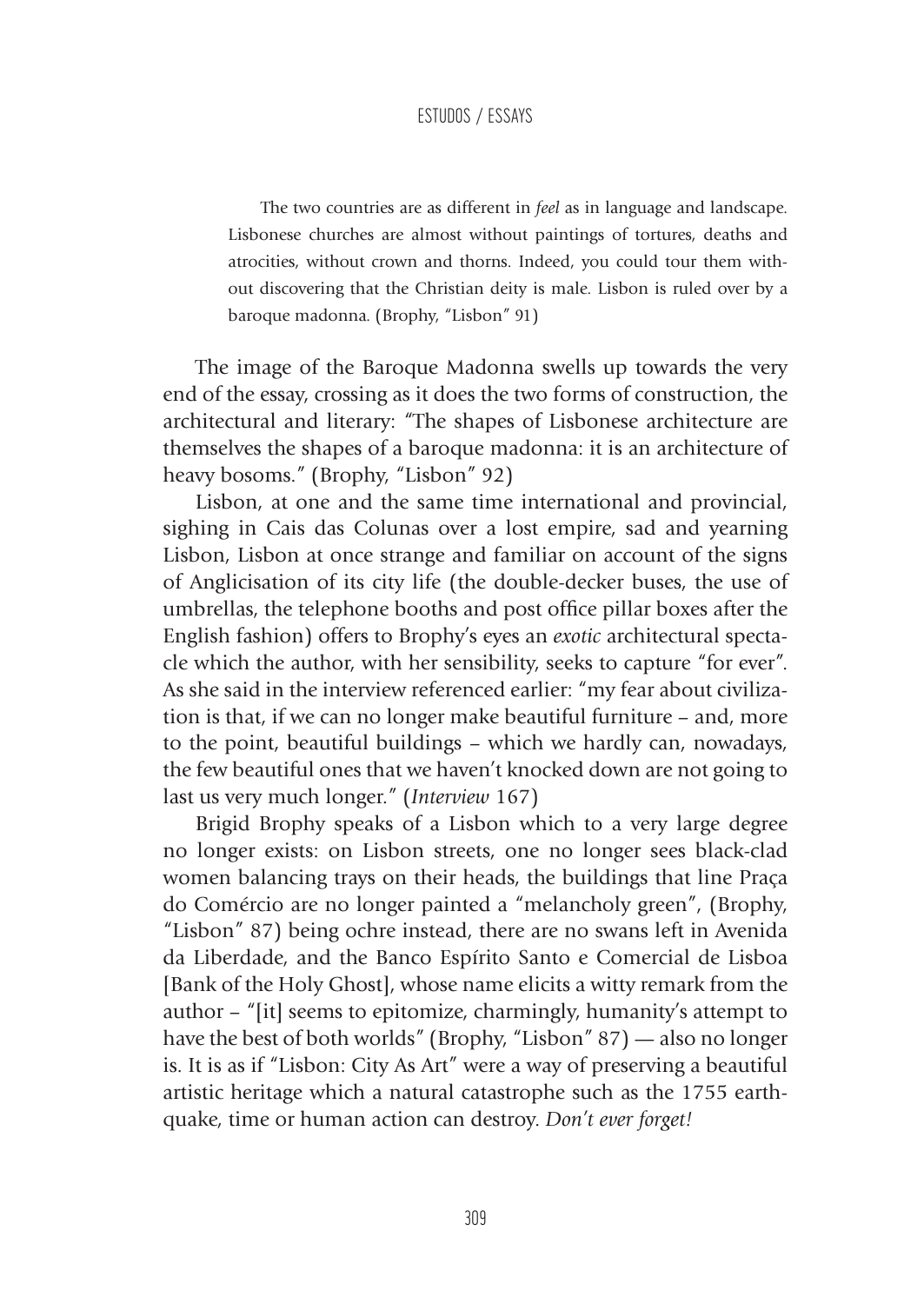> The two countries are as different in *feel* as in language and landscape. Lisbonese churches are almost without paintings of tortures, deaths and atrocities, without crown and thorns. Indeed, you could tour them without discovering that the Christian deity is male. Lisbon is ruled over by a baroque madonna. (Brophy, "Lisbon" 91)

The image of the Baroque Madonna swells up towards the very end of the essay, crossing as it does the two forms of construction, the architectural and literary: "The shapes of Lisbonese architecture are themselves the shapes of a baroque madonna: it is an architecture of heavy bosoms." (Brophy, "Lisbon" 92)

Lisbon, at one and the same time international and provincial, sighing in Cais das Colunas over a lost empire, sad and yearning Lisbon, Lisbon at once strange and familiar on account of the signs of Anglicisation of its city life (the double-decker buses, the use of umbrellas, the telephone booths and post office pillar boxes after the English fashion) offers to Brophy's eyes an *exotic* architectural spectacle which the author, with her sensibility, seeks to capture "for ever". As she said in the interview referenced earlier: "my fear about civilization is that, if we can no longer make beautiful furniture – and, more to the point, beautiful buildings – which we hardly can, nowadays, the few beautiful ones that we haven't knocked down are not going to last us very much longer." (*Interview* 167)

Brigid Brophy speaks of a Lisbon which to a very large degree no longer exists: on Lisbon streets, one no longer sees black-clad women balancing trays on their heads, the buildings that line Praça do Comércio are no longer painted a "melancholy green", (Brophy, "Lisbon" 87) being ochre instead, there are no swans left in Avenida da Liberdade, and the Banco Espírito Santo e Comercial de Lisboa [Bank of the Holy Ghost], whose name elicits a witty remark from the author – "[it] seems to epitomize, charmingly, humanity's attempt to have the best of both worlds" (Brophy, "Lisbon" 87) — also no longer is. It is as if "Lisbon: City As Art" were a way of preserving a beautiful artistic heritage which a natural catastrophe such as the 1755 earthquake, time or human action can destroy. *Don't ever forget!*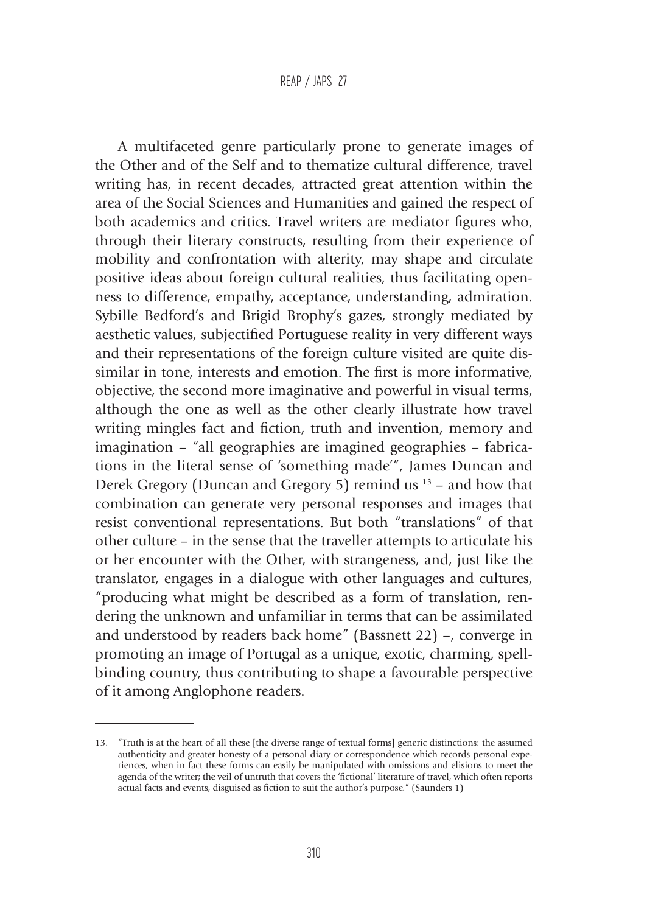A multifaceted genre particularly prone to generate images of the Other and of the Self and to thematize cultural difference, travel writing has, in recent decades, attracted great attention within the area of the Social Sciences and Humanities and gained the respect of both academics and critics. Travel writers are mediator figures who, through their literary constructs, resulting from their experience of mobility and confrontation with alterity, may shape and circulate positive ideas about foreign cultural realities, thus facilitating openness to difference, empathy, acceptance, understanding, admiration. Sybille Bedford's and Brigid Brophy's gazes, strongly mediated by aesthetic values, subjectified Portuguese reality in very different ways and their representations of the foreign culture visited are quite dissimilar in tone, interests and emotion. The first is more informative, objective, the second more imaginative and powerful in visual terms, although the one as well as the other clearly illustrate how travel writing mingles fact and fiction, truth and invention, memory and imagination – "all geographies are imagined geographies – fabrications in the literal sense of 'something made'", James Duncan and Derek Gregory (Duncan and Gregory 5) remind us [13] – and how that combination can generate very personal responses and images that resist conventional representations. But both "translations" of that other culture – in the sense that the traveller attempts to articulate his or her encounter with the Other, with strangeness, and, just like the translator, engages in a dialogue with other languages and cultures, "producing what might be described as a form of translation, rendering the unknown and unfamiliar in terms that can be assimilated and understood by readers back home" (Bassnett 22) –, converge in promoting an image of Portugal as a unique, exotic, charming, spellbinding country, thus contributing to shape a favourable perspective of it among Anglophone readers.

---

13. "Truth is at the heart of all these [the diverse range of textual forms] generic distinctions: the assumed authenticity and greater honesty of a personal diary or correspondence which records personal experiences, when in fact these forms can easily be manipulated with omissions and elisions to meet the agenda of the writer; the veil of untruth that covers the 'fictional' literature of travel, which often reports actual facts and events, disguised as fiction to suit the author's purpose." (Saunders 1)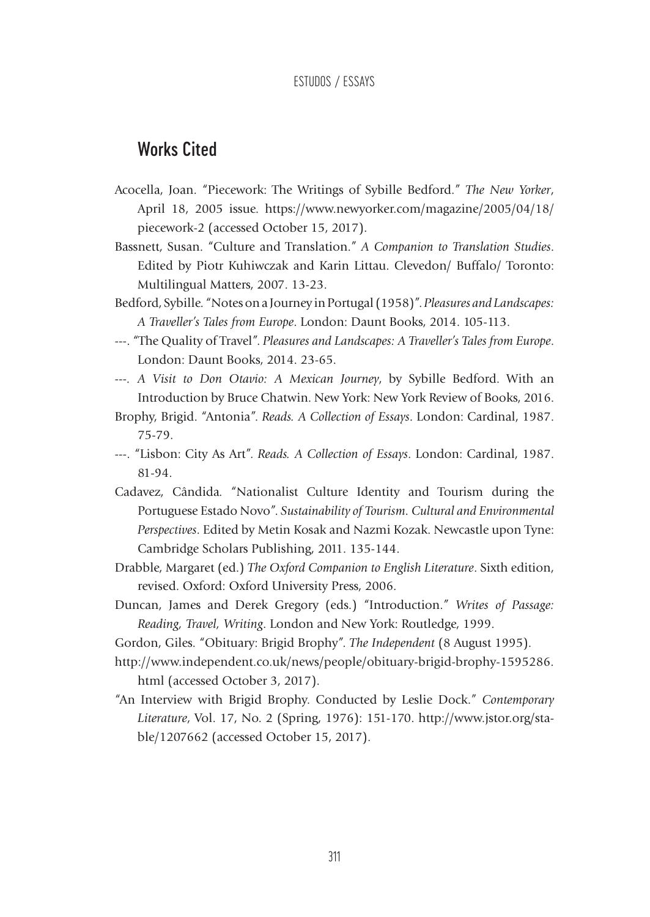## Works Cited

Acocella, Joan. "Piecework: The Writings of Sybille Bedford." *The New Yorker*, April 18, 2005 issue. https://www.newyorker.com/magazine/2005/04/18/piecework-2 (accessed October 15, 2017).

Bassnett, Susan. "Culture and Translation." *A Companion to Translation Studies*. Edited by Piotr Kuhiwczak and Karin Littau. Clevedon/ Buffalo/ Toronto: Multilingual Matters, 2007. 13-23.

Bedford, Sybille. "Notes on a Journey in Portugal (1958)". *Pleasures and Landscapes: A Traveller's Tales from Europe*. London: Daunt Books, 2014. 105-113.

---. "The Quality of Travel". *Pleasures and Landscapes: A Traveller's Tales from Europe*. London: Daunt Books, 2014. 23-65.

---. *A Visit to Don Otavio: A Mexican Journey*, by Sybille Bedford. With an Introduction by Bruce Chatwin. New York: New York Review of Books, 2016.

Brophy, Brigid. "Antonia". *Reads. A Collection of Essays*. London: Cardinal, 1987. 75-79.

---. "Lisbon: City As Art". *Reads. A Collection of Essays*. London: Cardinal, 1987. 81-94.

Cadavez, Cândida. "Nationalist Culture Identity and Tourism during the Portuguese Estado Novo". *Sustainability of Tourism. Cultural and Environmental Perspectives*. Edited by Metin Kosak and Nazmi Kozak. Newcastle upon Tyne: Cambridge Scholars Publishing, 2011. 135-144.

Drabble, Margaret (ed.) *The Oxford Companion to English Literature*. Sixth edition, revised. Oxford: Oxford University Press, 2006.

Duncan, James and Derek Gregory (eds.) "Introduction." *Writes of Passage: Reading, Travel, Writing*. London and New York: Routledge, 1999.

Gordon, Giles. "Obituary: Brigid Brophy". *The Independent* (8 August 1995).

http://www.independent.co.uk/news/people/obituary-brigid-brophy-1595286.html (accessed October 3, 2017).

"An Interview with Brigid Brophy. Conducted by Leslie Dock." *Contemporary Literature*, Vol. 17, No. 2 (Spring, 1976): 151-170. http://www.jstor.org/stable/1207662 (accessed October 15, 2017).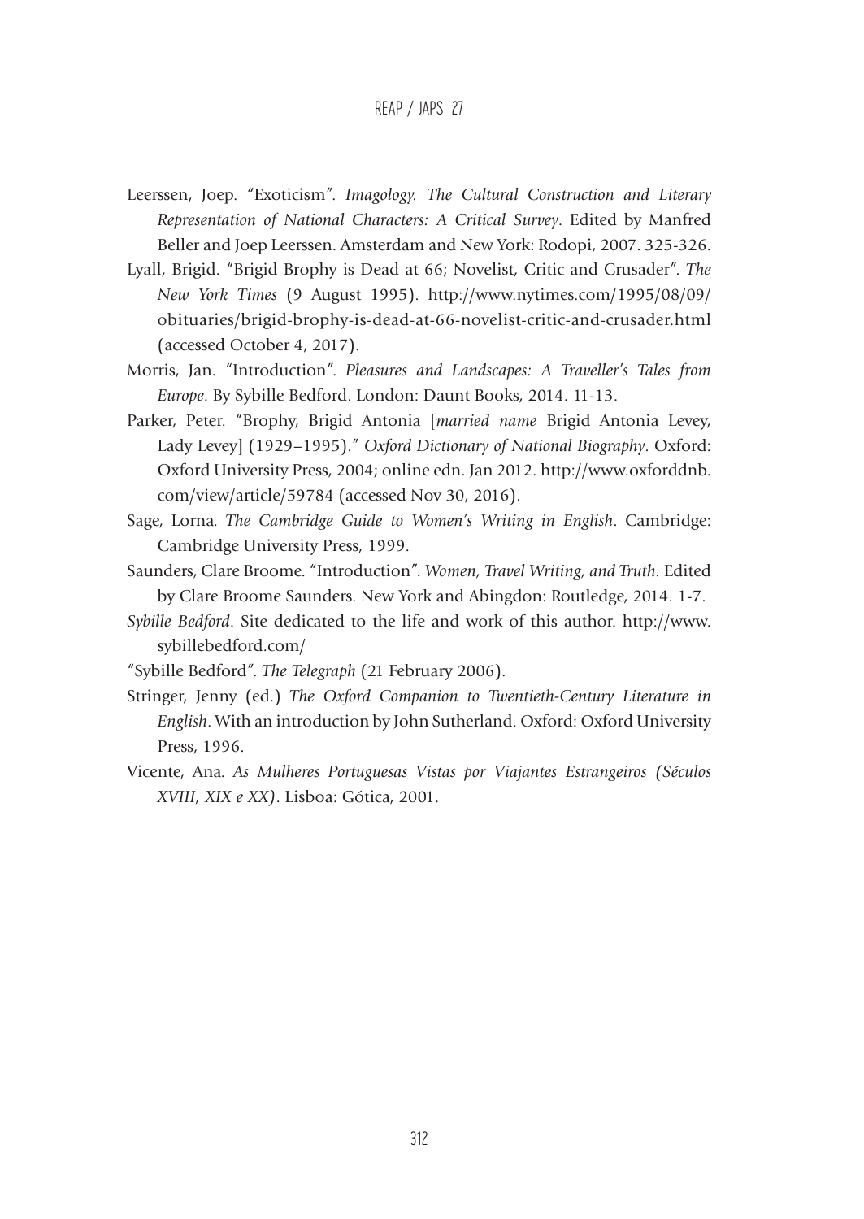Leerssen, Joep. "Exoticism". *Imagology. The Cultural Construction and Literary Representation of National Characters: A Critical Survey*. Edited by Manfred Beller and Joep Leerssen. Amsterdam and New York: Rodopi, 2007. 325-326.

Lyall, Brigid. "Brigid Brophy is Dead at 66; Novelist, Critic and Crusader". *The New York Times* (9 August 1995). http://www.nytimes.com/1995/08/09/obituaries/brigid-brophy-is-dead-at-66-novelist-critic-and-crusader.html (accessed October 4, 2017).

Morris, Jan. "Introduction". *Pleasures and Landscapes: A Traveller's Tales from Europe*. By Sybille Bedford. London: Daunt Books, 2014. 11-13.

Parker, Peter. "Brophy, Brigid Antonia [*married name* Brigid Antonia Levey, Lady Levey] (1929–1995)." *Oxford Dictionary of National Biography*. Oxford: Oxford University Press, 2004; online edn. Jan 2012. http://www.oxforddnb.com/view/article/59784 (accessed Nov 30, 2016).

Sage, Lorna. *The Cambridge Guide to Women's Writing in English*. Cambridge: Cambridge University Press, 1999.

Saunders, Clare Broome. "Introduction". *Women, Travel Writing, and Truth*. Edited by Clare Broome Saunders. New York and Abingdon: Routledge, 2014. 1-7.

*Sybille Bedford*. Site dedicated to the life and work of this author. http://www.sybillebedford.com/

"Sybille Bedford". *The Telegraph* (21 February 2006).

Stringer, Jenny (ed.) *The Oxford Companion to Twentieth-Century Literature in English*. With an introduction by John Sutherland. Oxford: Oxford University Press, 1996.

Vicente, Ana. *As Mulheres Portuguesas Vistas por Viajantes Estrangeiros (Séculos XVIII, XIX e XX)*. Lisboa: Gótica, 2001.